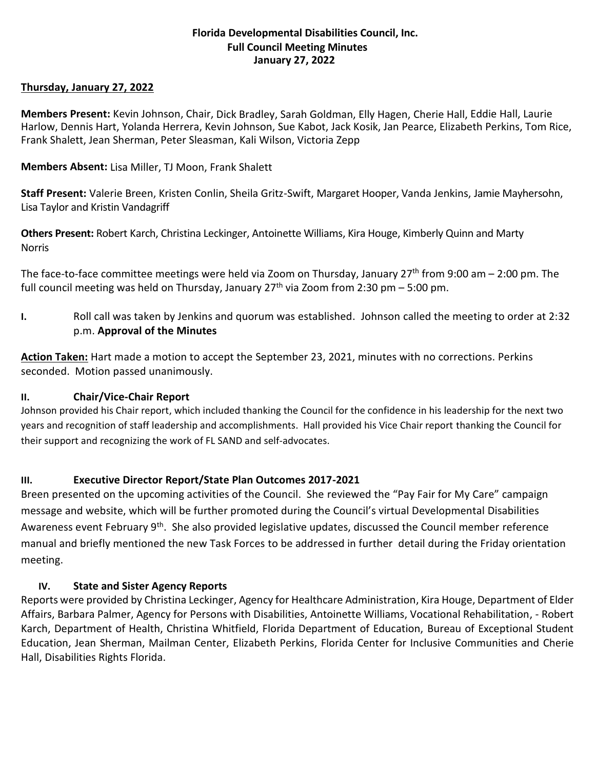**Florida Developmental Disabilities Council, Inc.**
**Full Council Meeting Minutes**
**January 27, 2022**

**Thursday, January 27, 2022**

**Members Present:** Kevin Johnson, Chair, Dick Bradley, Sarah Goldman, Elly Hagen, Cherie Hall, Eddie Hall, Laurie Harlow, Dennis Hart, Yolanda Herrera, Kevin Johnson, Sue Kabot, Jack Kosik, Jan Pearce, Elizabeth Perkins, Tom Rice, Frank Shalett, Jean Sherman, Peter Sleasman, Kali Wilson, Victoria Zepp

**Members Absent:** Lisa Miller, TJ Moon, Frank Shalett

**Staff Present:** Valerie Breen, Kristen Conlin, Sheila Gritz-Swift, Margaret Hooper, Vanda Jenkins, Jamie Mayhersohn, Lisa Taylor and Kristin Vandagriff

**Others Present:** Robert Karch, Christina Leckinger, Antoinette Williams, Kira Houge, Kimberly Quinn and Marty Norris

The face-to-face committee meetings were held via Zoom on Thursday, January 27th from 9:00 am – 2:00 pm. The full council meeting was held on Thursday, January 27th via Zoom from 2:30 pm – 5:00 pm.

**I.** Roll call was taken by Jenkins and quorum was established. Johnson called the meeting to order at 2:32 p.m. **Approval of the Minutes**

**Action Taken:** Hart made a motion to accept the September 23, 2021, minutes with no corrections. Perkins seconded. Motion passed unanimously.

**II. Chair/Vice-Chair Report**

Johnson provided his Chair report, which included thanking the Council for the confidence in his leadership for the next two years and recognition of staff leadership and accomplishments. Hall provided his Vice Chair report thanking the Council for their support and recognizing the work of FL SAND and self-advocates.

**III. Executive Director Report/State Plan Outcomes 2017-2021**

Breen presented on the upcoming activities of the Council. She reviewed the "Pay Fair for My Care" campaign message and website, which will be further promoted during the Council's virtual Developmental Disabilities Awareness event February 9th. She also provided legislative updates, discussed the Council member reference manual and briefly mentioned the new Task Forces to be addressed in further detail during the Friday orientation meeting.

**IV. State and Sister Agency Reports**

Reports were provided by Christina Leckinger, Agency for Healthcare Administration, Kira Houge, Department of Elder Affairs, Barbara Palmer, Agency for Persons with Disabilities, Antoinette Williams, Vocational Rehabilitation, - Robert Karch, Department of Health, Christina Whitfield, Florida Department of Education, Bureau of Exceptional Student Education, Jean Sherman, Mailman Center, Elizabeth Perkins, Florida Center for Inclusive Communities and Cherie Hall, Disabilities Rights Florida.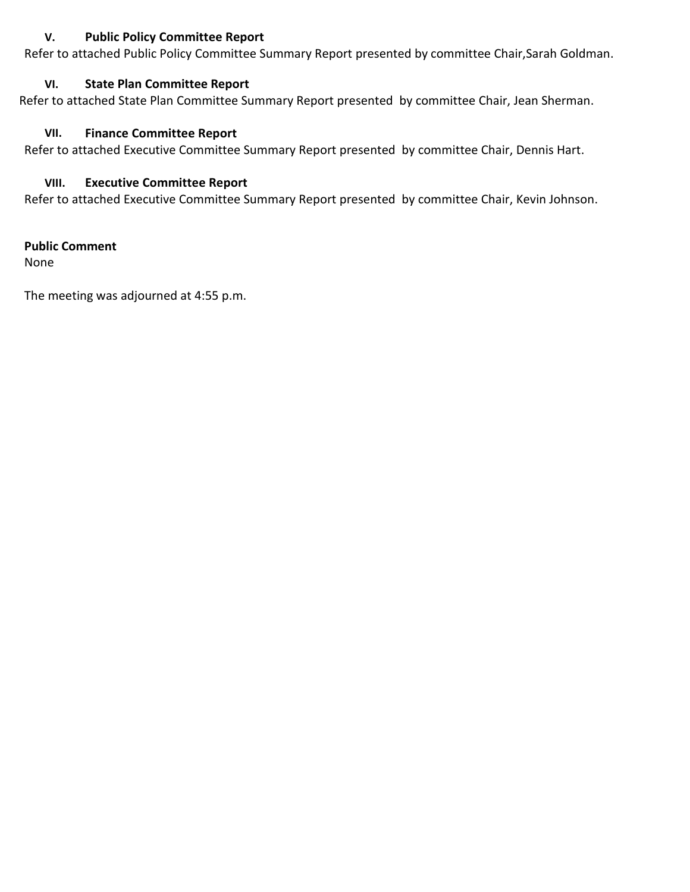### V. Public Policy Committee Report

Refer to attached Public Policy Committee Summary Report presented by committee Chair,Sarah Goldman.

### VI. State Plan Committee Report

Refer to attached State Plan Committee Summary Report presented by committee Chair, Jean Sherman.

### VII. Finance Committee Report

Refer to attached Executive Committee Summary Report presented by committee Chair, Dennis Hart.

### VIII. Executive Committee Report

Refer to attached Executive Committee Summary Report presented by committee Chair, Kevin Johnson.

**Public Comment**

None

The meeting was adjourned at 4:55 p.m.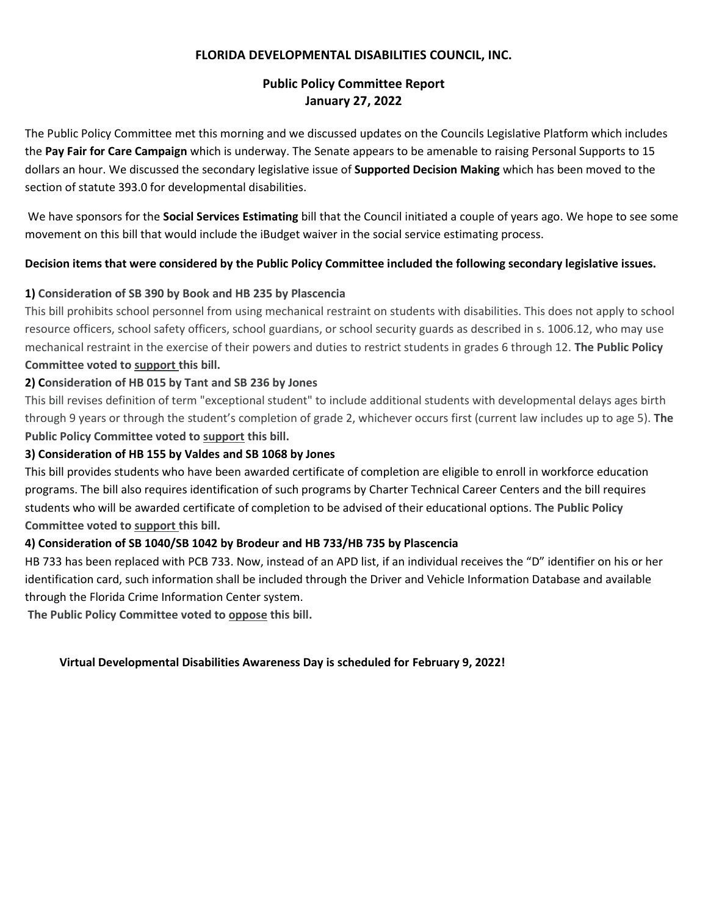**FLORIDA DEVELOPMENTAL DISABILITIES COUNCIL, INC.**

**Public Policy Committee Report**
**January 27, 2022**

The Public Policy Committee met this morning and we discussed updates on the Councils Legislative Platform which includes the **Pay Fair for Care Campaign** which is underway. The Senate appears to be amenable to raising Personal Supports to 15 dollars an hour. We discussed the secondary legislative issue of **Supported Decision Making** which has been moved to the section of statute 393.0 for developmental disabilities.

We have sponsors for the **Social Services Estimating** bill that the Council initiated a couple of years ago. We hope to see some movement on this bill that would include the iBudget waiver in the social service estimating process.

**Decision items that were considered by the Public Policy Committee included the following secondary legislative issues.**

**1) Consideration of SB 390 by Book and HB 235 by Plascencia**

This bill prohibits school personnel from using mechanical restraint on students with disabilities. This does not apply to school resource officers, school safety officers, school guardians, or school security guards as described in s. 1006.12, who may use mechanical restraint in the exercise of their powers and duties to restrict students in grades 6 through 12. **The Public Policy Committee voted to <u>support</u> this bill.**

**2) Consideration of HB 015 by Tant and SB 236 by Jones**

This bill revises definition of term "exceptional student" to include additional students with developmental delays ages birth through 9 years or through the student's completion of grade 2, whichever occurs first (current law includes up to age 5). **The Public Policy Committee voted to <u>support</u> this bill.**

**3) Consideration of HB 155 by Valdes and SB 1068 by Jones**

This bill provides students who have been awarded certificate of completion are eligible to enroll in workforce education programs. The bill also requires identification of such programs by Charter Technical Career Centers and the bill requires students who will be awarded certificate of completion to be advised of their educational options. **The Public Policy Committee voted to <u>support</u> this bill.**

**4) Consideration of SB 1040/SB 1042 by Brodeur and HB 733/HB 735 by Plascencia**

HB 733 has been replaced with PCB 733. Now, instead of an APD list, if an individual receives the "D" identifier on his or her identification card, such information shall be included through the Driver and Vehicle Information Database and available through the Florida Crime Information Center system.

**The Public Policy Committee voted to <u>oppose</u> this bill.**

**Virtual Developmental Disabilities Awareness Day is scheduled for February 9, 2022!**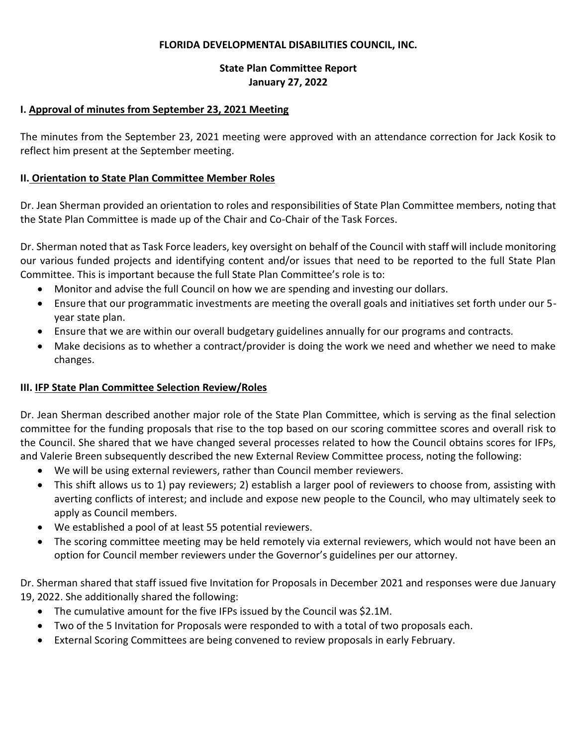**FLORIDA DEVELOPMENTAL DISABILITIES COUNCIL, INC.**

**State Plan Committee Report**
**January 27, 2022**

## I. Approval of minutes from September 23, 2021 Meeting

The minutes from the September 23, 2021 meeting were approved with an attendance correction for Jack Kosik to reflect him present at the September meeting.

## II. Orientation to State Plan Committee Member Roles

Dr. Jean Sherman provided an orientation to roles and responsibilities of State Plan Committee members, noting that the State Plan Committee is made up of the Chair and Co-Chair of the Task Forces.

Dr. Sherman noted that as Task Force leaders, key oversight on behalf of the Council with staff will include monitoring our various funded projects and identifying content and/or issues that need to be reported to the full State Plan Committee. This is important because the full State Plan Committee's role is to:

- Monitor and advise the full Council on how we are spending and investing our dollars.
- Ensure that our programmatic investments are meeting the overall goals and initiatives set forth under our 5-year state plan.
- Ensure that we are within our overall budgetary guidelines annually for our programs and contracts.
- Make decisions as to whether a contract/provider is doing the work we need and whether we need to make changes.

## III. IFP State Plan Committee Selection Review/Roles

Dr. Jean Sherman described another major role of the State Plan Committee, which is serving as the final selection committee for the funding proposals that rise to the top based on our scoring committee scores and overall risk to the Council. She shared that we have changed several processes related to how the Council obtains scores for IFPs, and Valerie Breen subsequently described the new External Review Committee process, noting the following:

- We will be using external reviewers, rather than Council member reviewers.
- This shift allows us to 1) pay reviewers; 2) establish a larger pool of reviewers to choose from, assisting with averting conflicts of interest; and include and expose new people to the Council, who may ultimately seek to apply as Council members.
- We established a pool of at least 55 potential reviewers.
- The scoring committee meeting may be held remotely via external reviewers, which would not have been an option for Council member reviewers under the Governor's guidelines per our attorney.

Dr. Sherman shared that staff issued five Invitation for Proposals in December 2021 and responses were due January 19, 2022. She additionally shared the following:

- The cumulative amount for the five IFPs issued by the Council was $2.1M.
- Two of the 5 Invitation for Proposals were responded to with a total of two proposals each.
- External Scoring Committees are being convened to review proposals in early February.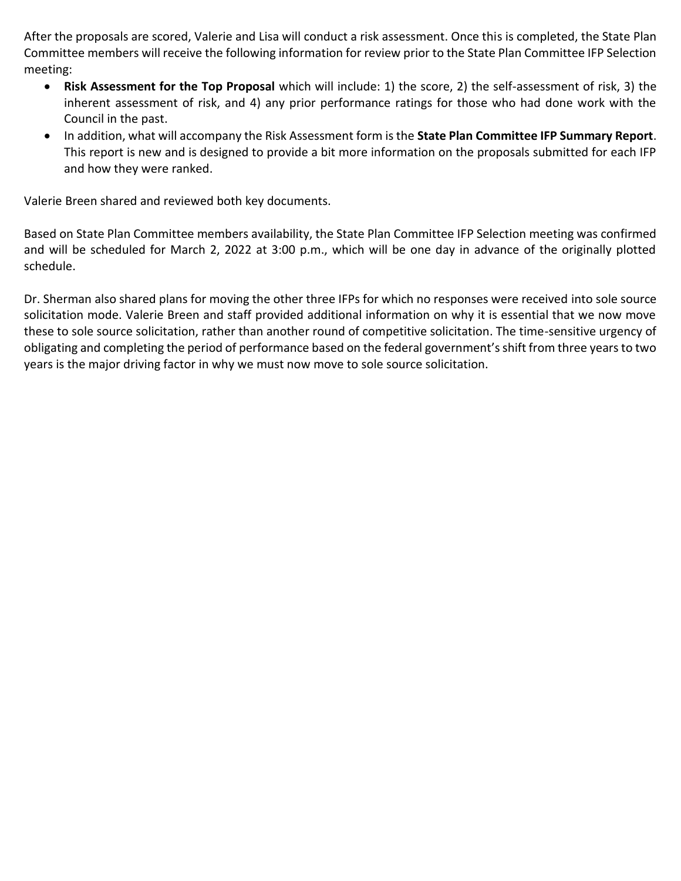After the proposals are scored, Valerie and Lisa will conduct a risk assessment. Once this is completed, the State Plan Committee members will receive the following information for review prior to the State Plan Committee IFP Selection meeting:

- **Risk Assessment for the Top Proposal** which will include: 1) the score, 2) the self-assessment of risk, 3) the inherent assessment of risk, and 4) any prior performance ratings for those who had done work with the Council in the past.
- In addition, what will accompany the Risk Assessment form is the **State Plan Committee IFP Summary Report**. This report is new and is designed to provide a bit more information on the proposals submitted for each IFP and how they were ranked.

Valerie Breen shared and reviewed both key documents.

Based on State Plan Committee members availability, the State Plan Committee IFP Selection meeting was confirmed and will be scheduled for March 2, 2022 at 3:00 p.m., which will be one day in advance of the originally plotted schedule.

Dr. Sherman also shared plans for moving the other three IFPs for which no responses were received into sole source solicitation mode. Valerie Breen and staff provided additional information on why it is essential that we now move these to sole source solicitation, rather than another round of competitive solicitation. The time-sensitive urgency of obligating and completing the period of performance based on the federal government's shift from three years to two years is the major driving factor in why we must now move to sole source solicitation.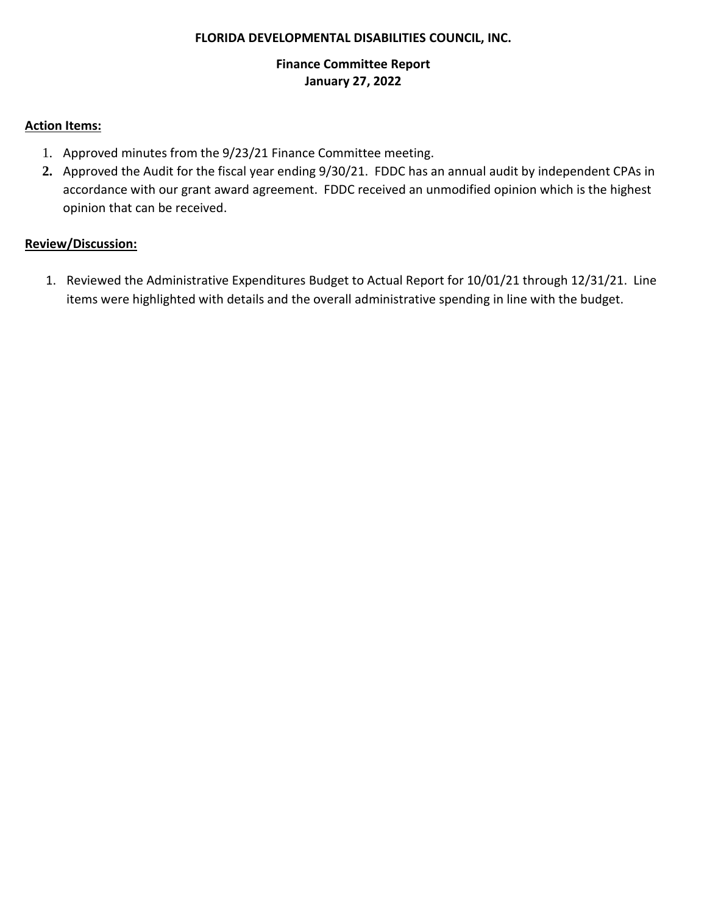**FLORIDA DEVELOPMENTAL DISABILITIES COUNCIL, INC.**

**Finance Committee Report**
**January 27, 2022**

**Action Items:**

1. Approved minutes from the 9/23/21 Finance Committee meeting.
2. Approved the Audit for the fiscal year ending 9/30/21. FDDC has an annual audit by independent CPAs in accordance with our grant award agreement. FDDC received an unmodified opinion which is the highest opinion that can be received.

**Review/Discussion:**

1. Reviewed the Administrative Expenditures Budget to Actual Report for 10/01/21 through 12/31/21. Line items were highlighted with details and the overall administrative spending in line with the budget.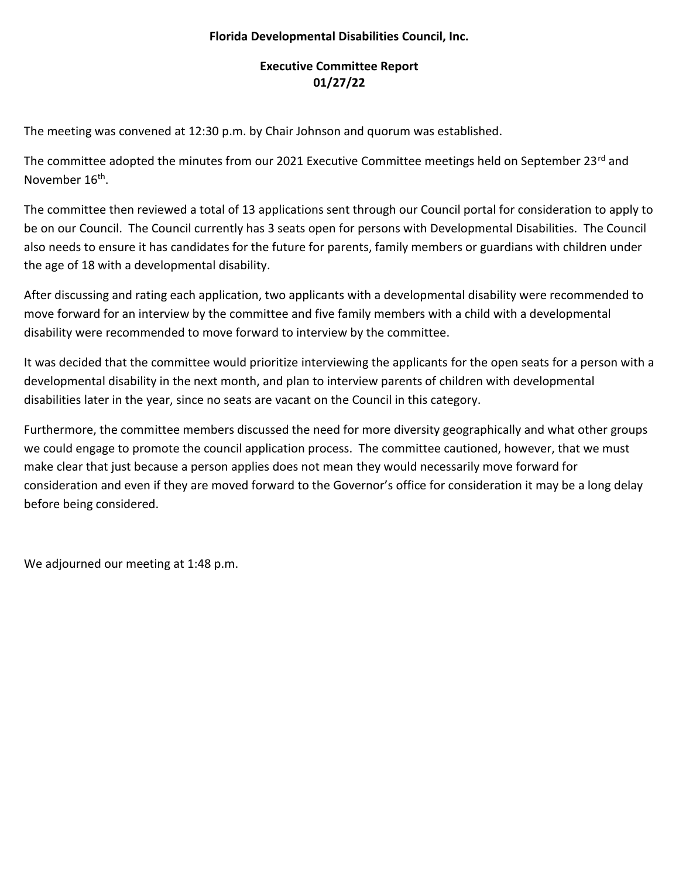**Florida Developmental Disabilities Council, Inc.**

**Executive Committee Report**
**01/27/22**

The meeting was convened at 12:30 p.m. by Chair Johnson and quorum was established.

The committee adopted the minutes from our 2021 Executive Committee meetings held on September 23rd and November 16th.

The committee then reviewed a total of 13 applications sent through our Council portal for consideration to apply to be on our Council. The Council currently has 3 seats open for persons with Developmental Disabilities. The Council also needs to ensure it has candidates for the future for parents, family members or guardians with children under the age of 18 with a developmental disability.

After discussing and rating each application, two applicants with a developmental disability were recommended to move forward for an interview by the committee and five family members with a child with a developmental disability were recommended to move forward to interview by the committee.

It was decided that the committee would prioritize interviewing the applicants for the open seats for a person with a developmental disability in the next month, and plan to interview parents of children with developmental disabilities later in the year, since no seats are vacant on the Council in this category.

Furthermore, the committee members discussed the need for more diversity geographically and what other groups we could engage to promote the council application process. The committee cautioned, however, that we must make clear that just because a person applies does not mean they would necessarily move forward for consideration and even if they are moved forward to the Governor's office for consideration it may be a long delay before being considered.

We adjourned our meeting at 1:48 p.m.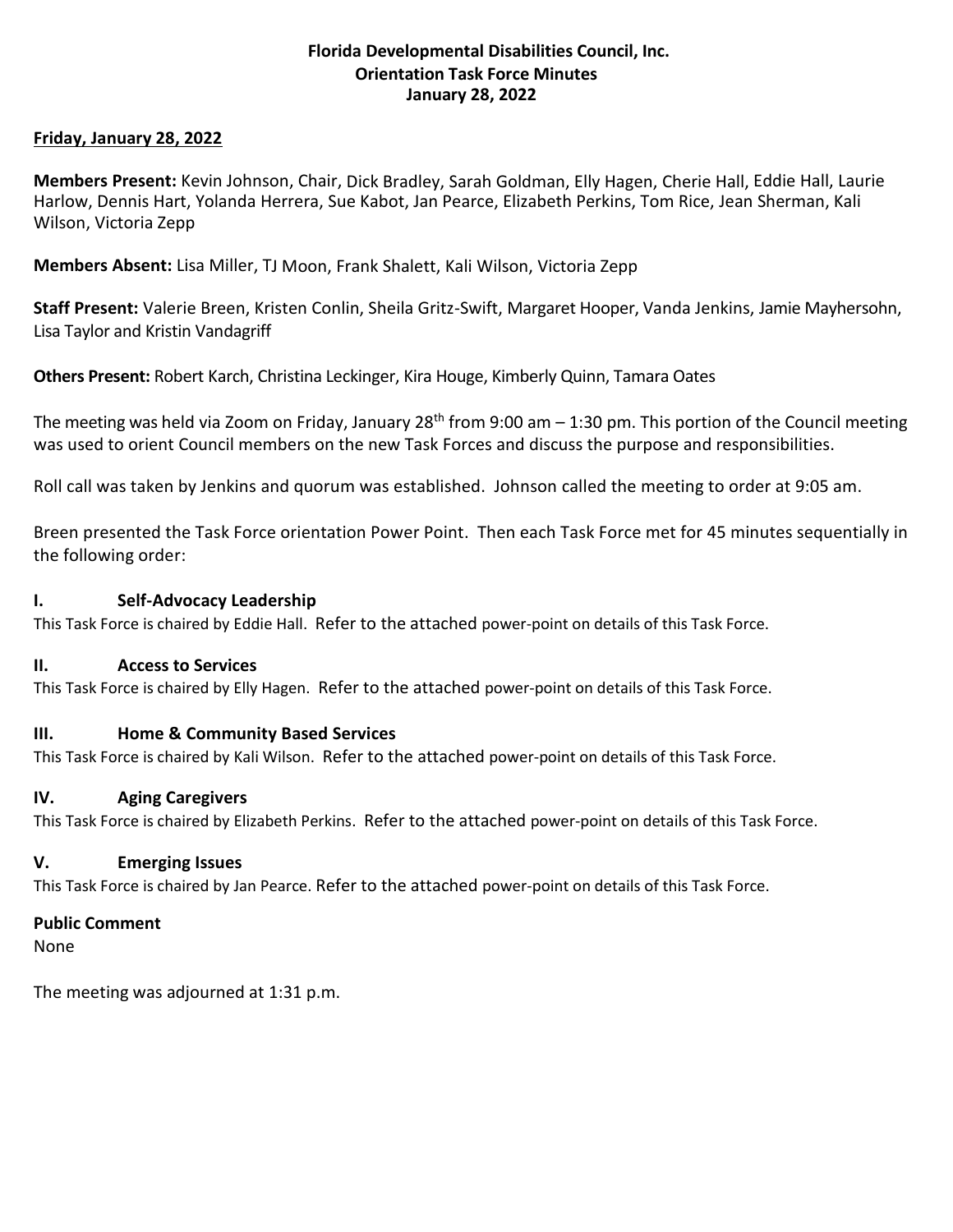**Florida Developmental Disabilities Council, Inc.**
**Orientation Task Force Minutes**
**January 28, 2022**

**Friday, January 28, 2022**

**Members Present:** Kevin Johnson, Chair, Dick Bradley, Sarah Goldman, Elly Hagen, Cherie Hall, Eddie Hall, Laurie Harlow, Dennis Hart, Yolanda Herrera, Sue Kabot, Jan Pearce, Elizabeth Perkins, Tom Rice, Jean Sherman, Kali Wilson, Victoria Zepp

**Members Absent:** Lisa Miller, TJ Moon, Frank Shalett, Kali Wilson, Victoria Zepp

**Staff Present:** Valerie Breen, Kristen Conlin, Sheila Gritz-Swift, Margaret Hooper, Vanda Jenkins, Jamie Mayhersohn, Lisa Taylor and Kristin Vandagriff

**Others Present:** Robert Karch, Christina Leckinger, Kira Houge, Kimberly Quinn, Tamara Oates

The meeting was held via Zoom on Friday, January 28th from 9:00 am – 1:30 pm. This portion of the Council meeting was used to orient Council members on the new Task Forces and discuss the purpose and responsibilities.

Roll call was taken by Jenkins and quorum was established. Johnson called the meeting to order at 9:05 am.

Breen presented the Task Force orientation Power Point. Then each Task Force met for 45 minutes sequentially in the following order:

### I. Self-Advocacy Leadership

This Task Force is chaired by Eddie Hall. Refer to the attached power-point on details of this Task Force.

### II. Access to Services

This Task Force is chaired by Elly Hagen. Refer to the attached power-point on details of this Task Force.

### III. Home & Community Based Services

This Task Force is chaired by Kali Wilson. Refer to the attached power-point on details of this Task Force.

### IV. Aging Caregivers

This Task Force is chaired by Elizabeth Perkins. Refer to the attached power-point on details of this Task Force.

### V. Emerging Issues

This Task Force is chaired by Jan Pearce. Refer to the attached power-point on details of this Task Force.

**Public Comment**

None

The meeting was adjourned at 1:31 p.m.